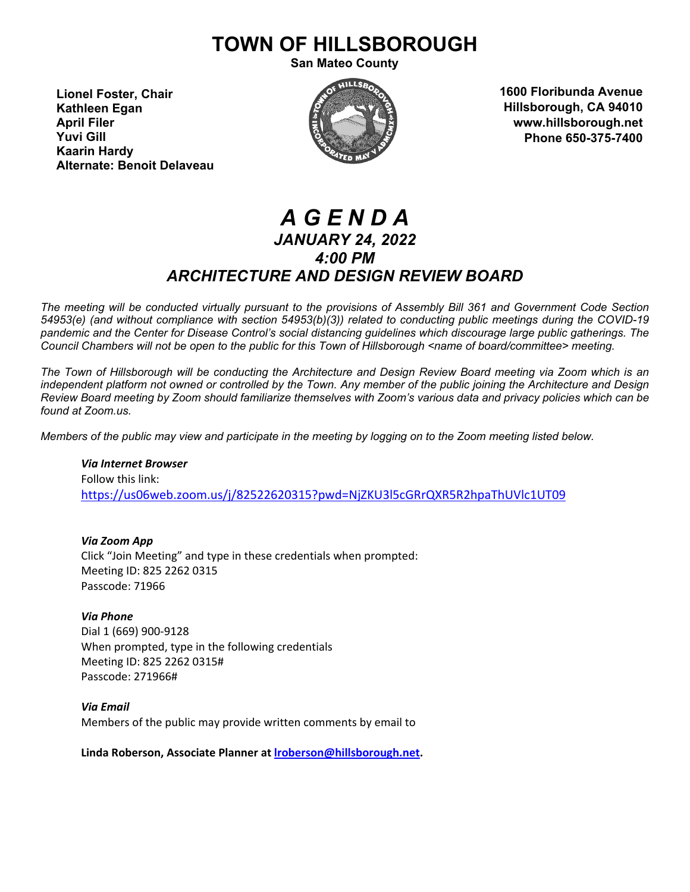# TOWN OF HILLSBOROUGH

**San Mateo County**

**Lionel Foster, Chair**
**Kathleen Egan**
**April Filer**
**Yuvi Gill**
**Kaarin Hardy**
**Alternate: Benoit Delaveau**

**1600 Floribunda Avenue**
**Hillsborough, CA 94010**
**www.hillsborough.net**
**Phone 650-375-7400**

# *A G E N D A*

## *JANUARY 24, 2022*

## *4:00 PM*

## *ARCHITECTURE AND DESIGN REVIEW BOARD*

*The meeting will be conducted virtually pursuant to the provisions of Assembly Bill 361 and Government Code Section 54953(e) (and without compliance with section 54953(b)(3)) related to conducting public meetings during the COVID-19 pandemic and the Center for Disease Control's social distancing guidelines which discourage large public gatherings. The Council Chambers will not be open to the public for this Town of Hillsborough <name of board/committee> meeting.*

*The Town of Hillsborough will be conducting the Architecture and Design Review Board meeting via Zoom which is an independent platform not owned or controlled by the Town. Any member of the public joining the Architecture and Design Review Board meeting by Zoom should familiarize themselves with Zoom's various data and privacy policies which can be found at Zoom.us.*

*Members of the public may view and participate in the meeting by logging on to the Zoom meeting listed below.*

***Via Internet Browser***
Follow this link:
https://us06web.zoom.us/j/82522620315?pwd=NjZKU3l5cGRrQXR5R2hpaThUVlc1UT09

***Via Zoom App***
Click "Join Meeting" and type in these credentials when prompted:
Meeting ID: 825 2262 0315
Passcode: 71966

***Via Phone***
Dial 1 (669) 900-9128
When prompted, type in the following credentials
Meeting ID: 825 2262 0315#
Passcode: 271966#

***Via Email***
Members of the public may provide written comments by email to

**Linda Roberson, Associate Planner at lroberson@hillsborough.net.**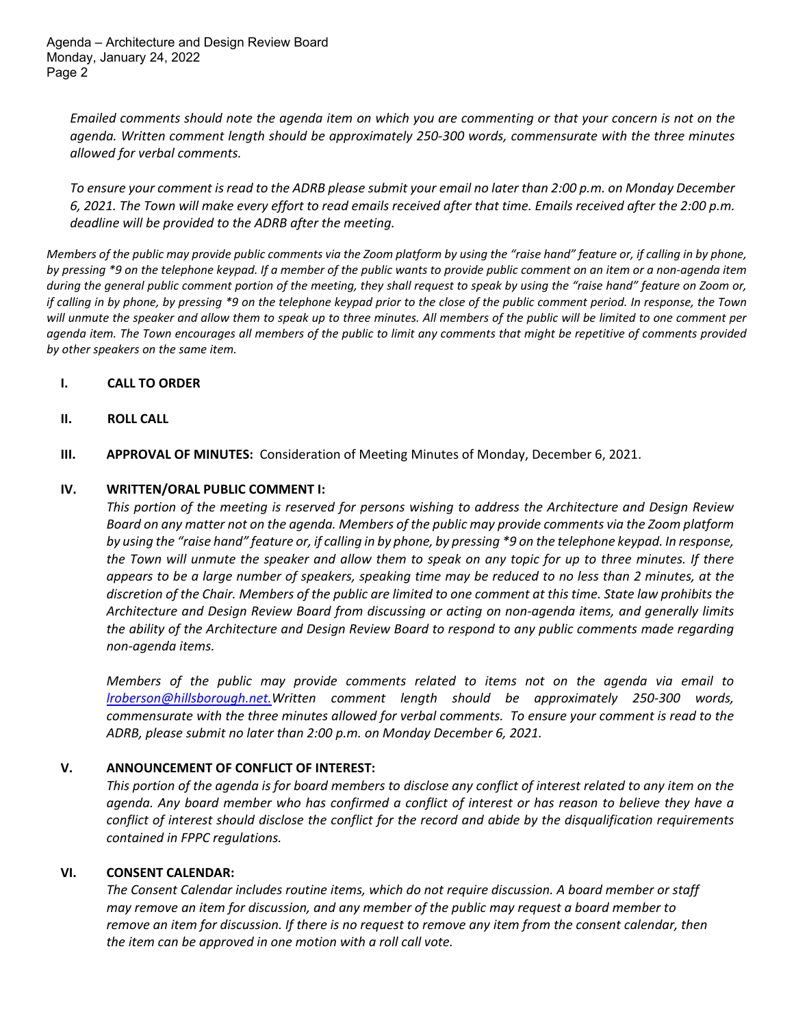*Emailed comments should note the agenda item on which you are commenting or that your concern is not on the agenda. Written comment length should be approximately 250-300 words, commensurate with the three minutes allowed for verbal comments.*

*To ensure your comment is read to the ADRB please submit your email no later than 2:00 p.m. on Monday December 6, 2021. The Town will make every effort to read emails received after that time. Emails received after the 2:00 p.m. deadline will be provided to the ADRB after the meeting.*

*Members of the public may provide public comments via the Zoom platform by using the "raise hand" feature or, if calling in by phone, by pressing *9 on the telephone keypad. If a member of the public wants to provide public comment on an item or a non-agenda item during the general public comment portion of the meeting, they shall request to speak by using the "raise hand" feature on Zoom or, if calling in by phone, by pressing *9 on the telephone keypad prior to the close of the public comment period. In response, the Town will unmute the speaker and allow them to speak up to three minutes. All members of the public will be limited to one comment per agenda item. The Town encourages all members of the public to limit any comments that might be repetitive of comments provided by other speakers on the same item.*

**I. CALL TO ORDER**

**II. ROLL CALL**

**III. APPROVAL OF MINUTES:** Consideration of Meeting Minutes of Monday, December 6, 2021.

**IV. WRITTEN/ORAL PUBLIC COMMENT I:**

*This portion of the meeting is reserved for persons wishing to address the Architecture and Design Review Board on any matter not on the agenda. Members of the public may provide comments via the Zoom platform by using the "raise hand" feature or, if calling in by phone, by pressing *9 on the telephone keypad. In response, the Town will unmute the speaker and allow them to speak on any topic for up to three minutes. If there appears to be a large number of speakers, speaking time may be reduced to no less than 2 minutes, at the discretion of the Chair. Members of the public are limited to one comment at this time. State law prohibits the Architecture and Design Review Board from discussing or acting on non-agenda items, and generally limits the ability of the Architecture and Design Review Board to respond to any public comments made regarding non-agenda items.*

*Members of the public may provide comments related to items not on the agenda via email to lroberson@hillsborough.net. Written comment length should be approximately 250-300 words, commensurate with the three minutes allowed for verbal comments. To ensure your comment is read to the ADRB, please submit no later than 2:00 p.m. on Monday December 6, 2021.*

**V. ANNOUNCEMENT OF CONFLICT OF INTEREST:**

*This portion of the agenda is for board members to disclose any conflict of interest related to any item on the agenda. Any board member who has confirmed a conflict of interest or has reason to believe they have a conflict of interest should disclose the conflict for the record and abide by the disqualification requirements contained in FPPC regulations.*

**VI. CONSENT CALENDAR:**

*The Consent Calendar includes routine items, which do not require discussion. A board member or staff may remove an item for discussion, and any member of the public may request a board member to remove an item for discussion. If there is no request to remove any item from the consent calendar, then the item can be approved in one motion with a roll call vote.*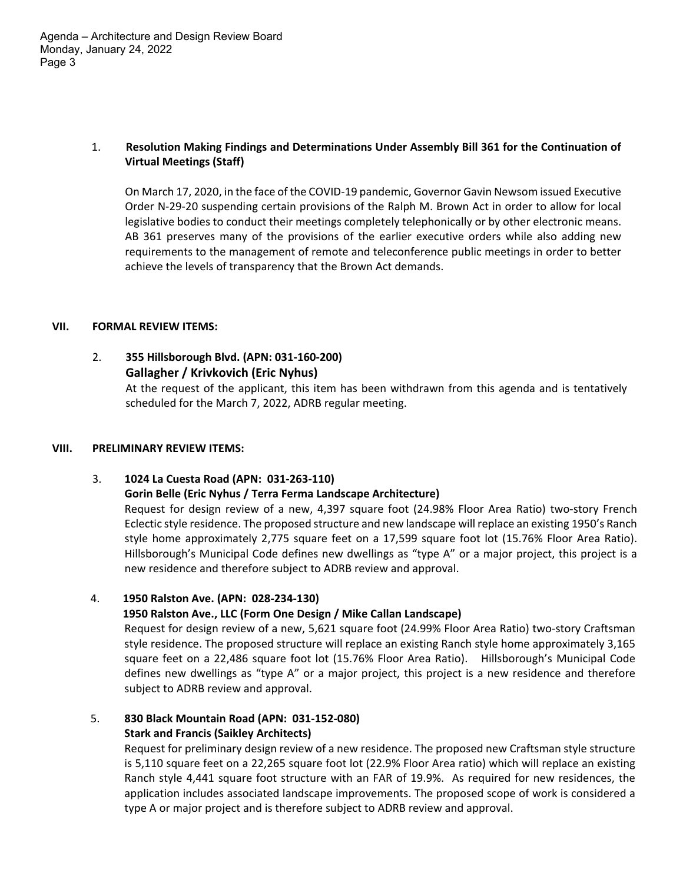1. **Resolution Making Findings and Determinations Under Assembly Bill 361 for the Continuation of Virtual Meetings (Staff)**

   On March 17, 2020, in the face of the COVID-19 pandemic, Governor Gavin Newsom issued Executive Order N-29-20 suspending certain provisions of the Ralph M. Brown Act in order to allow for local legislative bodies to conduct their meetings completely telephonically or by other electronic means. AB 361 preserves many of the provisions of the earlier executive orders while also adding new requirements to the management of remote and teleconference public meetings in order to better achieve the levels of transparency that the Brown Act demands.

## VII. FORMAL REVIEW ITEMS:

2. **355 Hillsborough Blvd. (APN: 031-160-200)**
   **Gallagher / Krivkovich (Eric Nyhus)**
   At the request of the applicant, this item has been withdrawn from this agenda and is tentatively scheduled for the March 7, 2022, ADRB regular meeting.

## VIII. PRELIMINARY REVIEW ITEMS:

3. **1024 La Cuesta Road (APN: 031-263-110)**
   **Gorin Belle (Eric Nyhus / Terra Ferma Landscape Architecture)**
   Request for design review of a new, 4,397 square foot (24.98% Floor Area Ratio) two-story French Eclectic style residence. The proposed structure and new landscape will replace an existing 1950's Ranch style home approximately 2,775 square feet on a 17,599 square foot lot (15.76% Floor Area Ratio). Hillsborough's Municipal Code defines new dwellings as "type A" or a major project, this project is a new residence and therefore subject to ADRB review and approval.

4. **1950 Ralston Ave. (APN: 028-234-130)**
   **1950 Ralston Ave., LLC (Form One Design / Mike Callan Landscape)**
   Request for design review of a new, 5,621 square foot (24.99% Floor Area Ratio) two-story Craftsman style residence. The proposed structure will replace an existing Ranch style home approximately 3,165 square feet on a 22,486 square foot lot (15.76% Floor Area Ratio). Hillsborough's Municipal Code defines new dwellings as "type A" or a major project, this project is a new residence and therefore subject to ADRB review and approval.

5. **830 Black Mountain Road (APN: 031-152-080)**
   **Stark and Francis (Saikley Architects)**
   Request for preliminary design review of a new residence. The proposed new Craftsman style structure is 5,110 square feet on a 22,265 square foot lot (22.9% Floor Area ratio) which will replace an existing Ranch style 4,441 square foot structure with an FAR of 19.9%. As required for new residences, the application includes associated landscape improvements. The proposed scope of work is considered a type A or major project and is therefore subject to ADRB review and approval.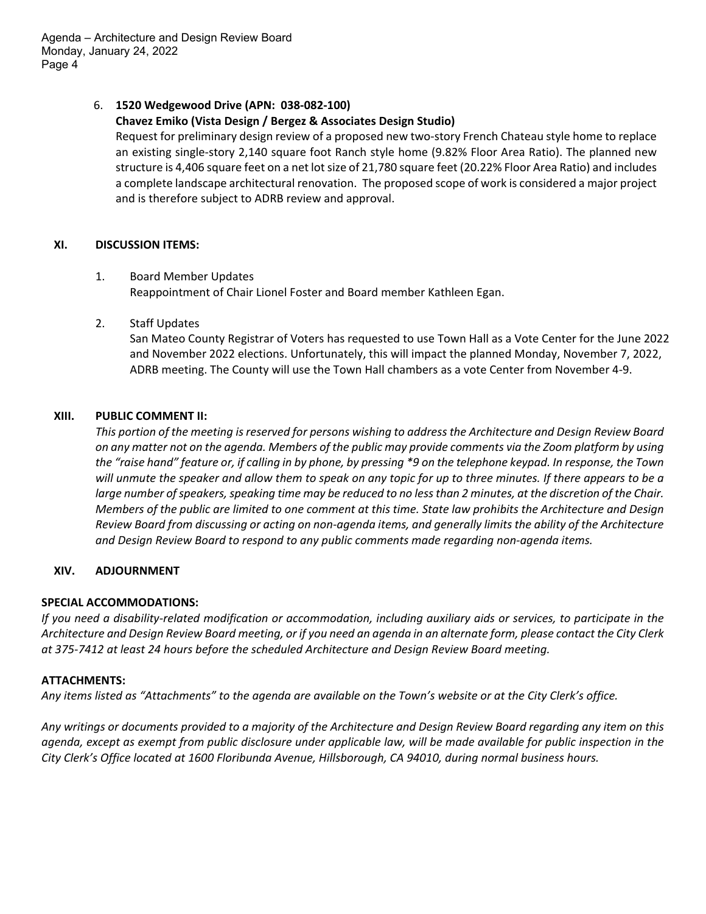6. **1520 Wedgewood Drive (APN: 038-082-100)**
   **Chavez Emiko (Vista Design / Bergez & Associates Design Studio)**
   Request for preliminary design review of a proposed new two-story French Chateau style home to replace an existing single-story 2,140 square foot Ranch style home (9.82% Floor Area Ratio). The planned new structure is 4,406 square feet on a net lot size of 21,780 square feet (20.22% Floor Area Ratio) and includes a complete landscape architectural renovation. The proposed scope of work is considered a major project and is therefore subject to ADRB review and approval.

## XI. DISCUSSION ITEMS:

1. Board Member Updates
   Reappointment of Chair Lionel Foster and Board member Kathleen Egan.

2. Staff Updates
   San Mateo County Registrar of Voters has requested to use Town Hall as a Vote Center for the June 2022 and November 2022 elections. Unfortunately, this will impact the planned Monday, November 7, 2022, ADRB meeting. The County will use the Town Hall chambers as a vote Center from November 4-9.

## XIII. PUBLIC COMMENT II:

*This portion of the meeting is reserved for persons wishing to address the Architecture and Design Review Board on any matter not on the agenda. Members of the public may provide comments via the Zoom platform by using the "raise hand" feature or, if calling in by phone, by pressing *9 on the telephone keypad. In response, the Town will unmute the speaker and allow them to speak on any topic for up to three minutes. If there appears to be a large number of speakers, speaking time may be reduced to no less than 2 minutes, at the discretion of the Chair. Members of the public are limited to one comment at this time. State law prohibits the Architecture and Design Review Board from discussing or acting on non-agenda items, and generally limits the ability of the Architecture and Design Review Board to respond to any public comments made regarding non-agenda items.*

## XIV. ADJOURNMENT

**SPECIAL ACCOMMODATIONS:**

*If you need a disability-related modification or accommodation, including auxiliary aids or services, to participate in the Architecture and Design Review Board meeting, or if you need an agenda in an alternate form, please contact the City Clerk at 375-7412 at least 24 hours before the scheduled Architecture and Design Review Board meeting.*

**ATTACHMENTS:**

*Any items listed as "Attachments" to the agenda are available on the Town's website or at the City Clerk's office.*

*Any writings or documents provided to a majority of the Architecture and Design Review Board regarding any item on this agenda, except as exempt from public disclosure under applicable law, will be made available for public inspection in the City Clerk's Office located at 1600 Floribunda Avenue, Hillsborough, CA 94010, during normal business hours.*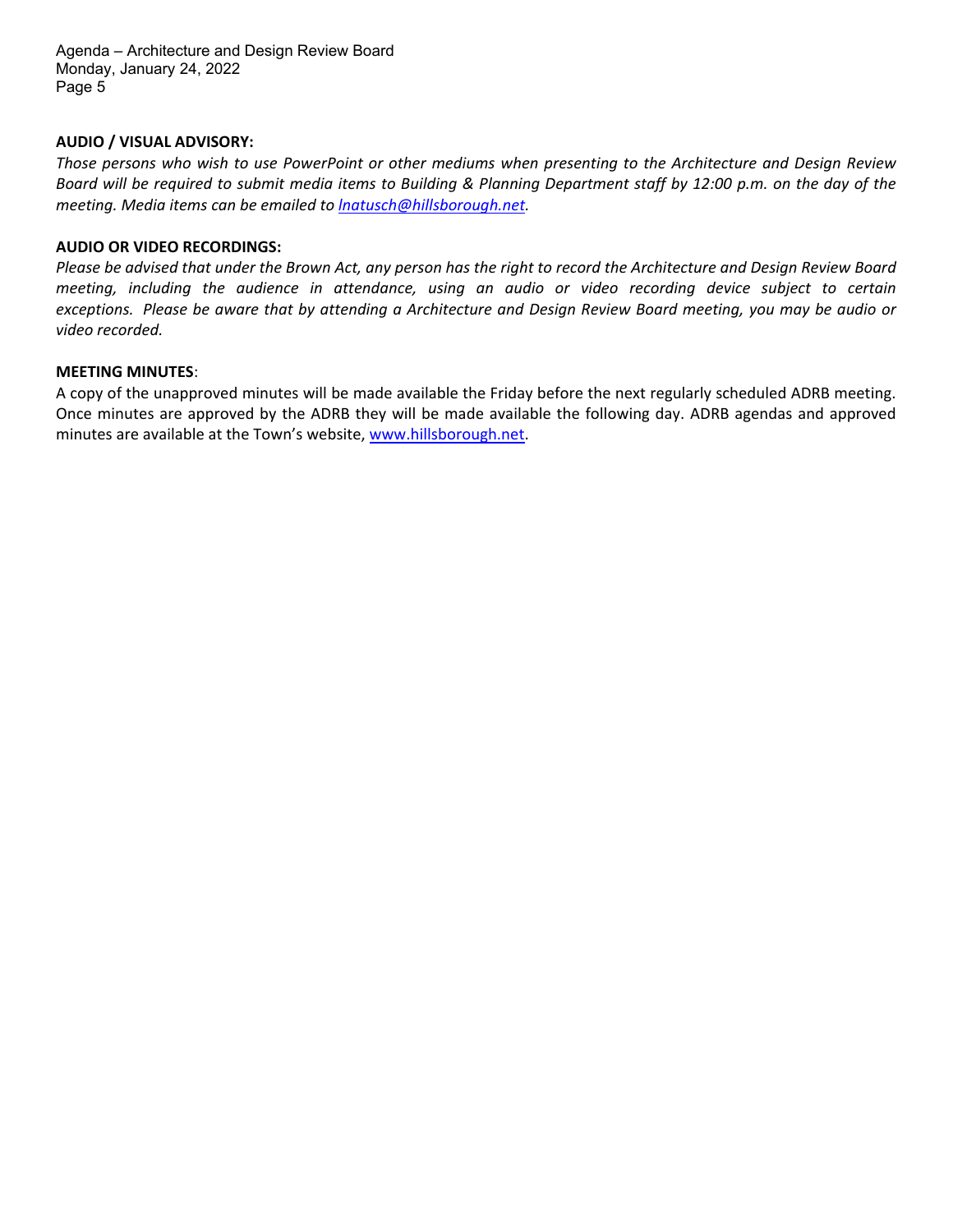**AUDIO / VISUAL ADVISORY:**

*Those persons who wish to use PowerPoint or other mediums when presenting to the Architecture and Design Review Board will be required to submit media items to Building & Planning Department staff by 12:00 p.m. on the day of the meeting. Media items can be emailed to lnatusch@hillsborough.net.*

**AUDIO OR VIDEO RECORDINGS:**

*Please be advised that under the Brown Act, any person has the right to record the Architecture and Design Review Board meeting, including the audience in attendance, using an audio or video recording device subject to certain exceptions. Please be aware that by attending a Architecture and Design Review Board meeting, you may be audio or video recorded.*

**MEETING MINUTES**:

A copy of the unapproved minutes will be made available the Friday before the next regularly scheduled ADRB meeting. Once minutes are approved by the ADRB they will be made available the following day. ADRB agendas and approved minutes are available at the Town's website, www.hillsborough.net.